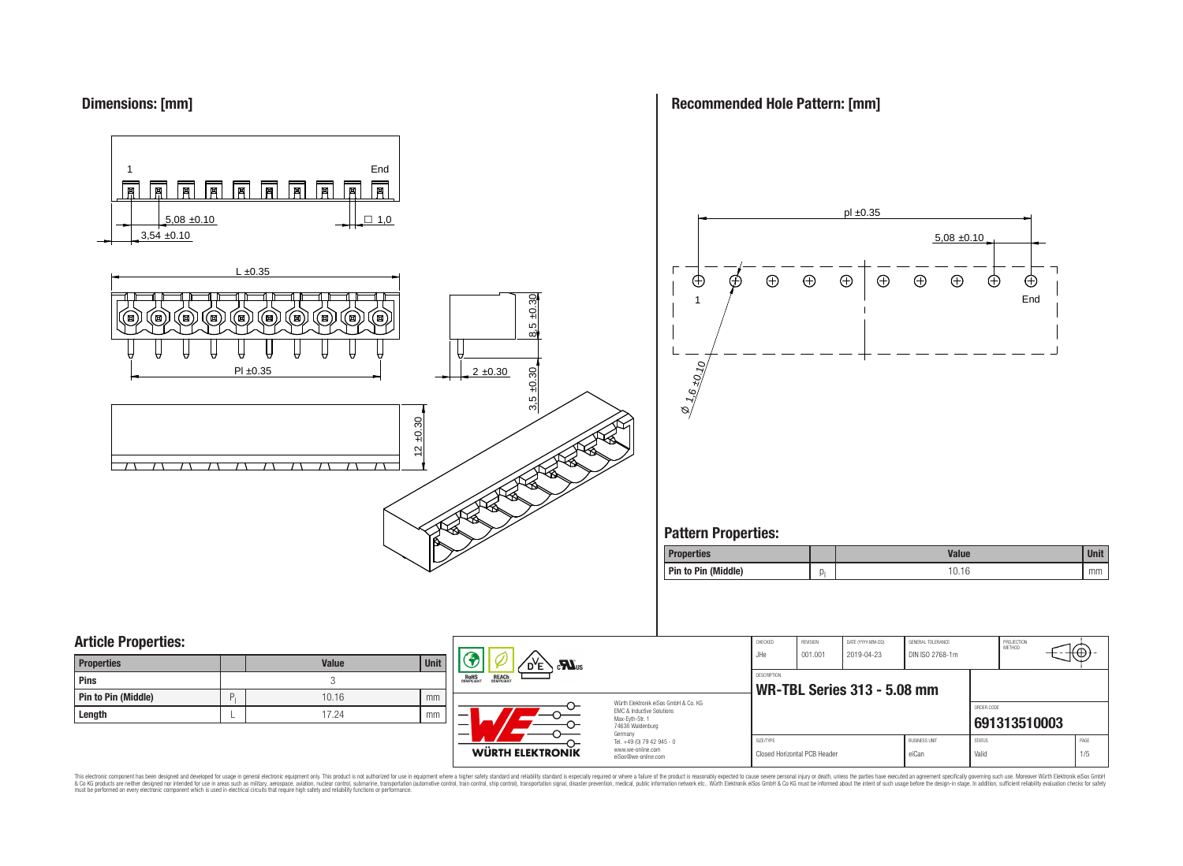## Dimensions: [mm]

1 End

5,08 ±0.10

3,54 ±0.10

□ 1,0

L ±0.35

Pl ±0.35

8.5 ±0.30

2 ±0.30

3.5 ±0.30

12 ±0.30

## Recommended Hole Pattern: [mm]

pl ±0.35

5,08 ±0.10

1 End

Ø 1,6 ±0.10

## Pattern Properties:

| Properties | | Value | Unit |
|---|---|---|---|
| Pin to Pin (Middle) | $P_l$ | 10.16 | mm |

## Article Properties:

| Properties | | Value | Unit |
|---|---|---|---|
| Pins | | 3 | |
| Pin to Pin (Middle) | $P_l$ | 10.16 | mm |
| Length | L | 17.24 | mm |

Würth Elektronik eiSos GmbH & Co. KG
EMC & Inductive Solutions
Max-Eyth-Str. 1
74638 Waldenburg
Germany
Tel. +49 (0) 79 42 945 - 0
www.we-online.com
eiSos@we-online.com

| CHECKED | REVISION | DATE (YYYY-MM-DD) | GENERAL TOLERANCE | PROJECTION METHOD |
|---|---|---|---|---|
| JHe | 001.001 | 2019-04-23 | DIN ISO 2768-1m | |

DESCRIPTION: **WR-TBL Series 313 - 5.08 mm**

ORDER CODE: **691313510003**

| SIZE/TYPE | BUSINESS UNIT | STATUS | PAGE |
|---|---|---|---|
| Closed Horizontal PCB Header | eiCan | Valid | 1/5 |

This electronic component has been designed and developed for usage in general electronic equipment only. This product is not authorized for use in equipment where a higher safety standard and reliability standard is especially required or where a failure of the product is reasonably expected to cause severe personal injury or death, unless the parties have executed an agreement specifically governing such use. Moreover Würth Elektronik eiSos GmbH & Co KG products are neither designed nor intended for use in areas such as military, aerospace, aviation, nuclear control, submarine, transportation (automotive control, train control, ship control), transportation signal, disaster prevention, medical, public information network etc.. Würth Elektronik eiSos GmbH & Co KG must be informed about the intent of such usage before the design-in stage. In addition, sufficient reliability evaluation checks for safety must be performed on every electronic component which is used in electrical circuits that require high safety and reliability functions or performance.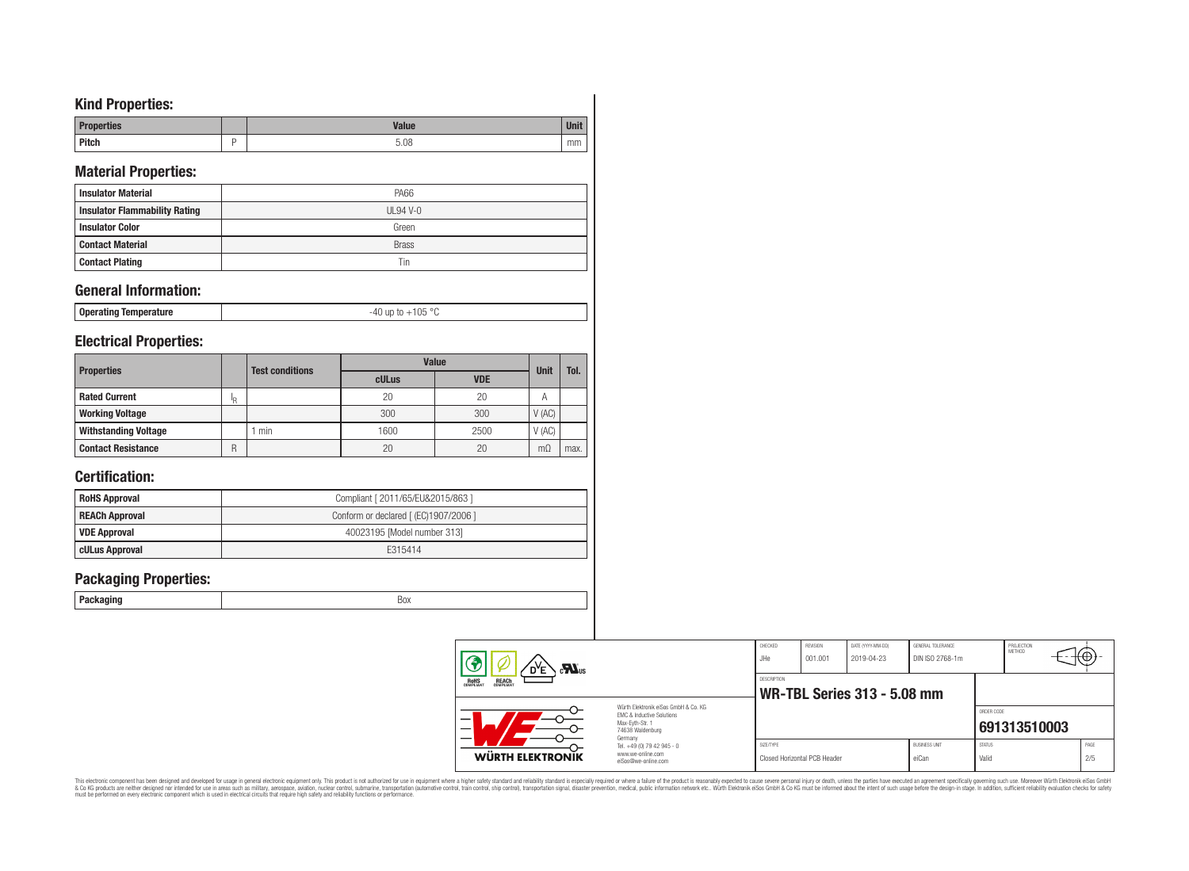## Kind Properties:

| Properties | | Value | Unit |
|---|---|---|---|
| Pitch | P | 5.08 | mm |

## Material Properties:

| | |
|---|---|
| Insulator Material | PA66 |
| Insulator Flammability Rating | UL94 V-0 |
| Insulator Color | Green |
| Contact Material | Brass |
| Contact Plating | Tin |

## General Information:

| | |
|---|---|
| Operating Temperature | -40 up to +105 °C |

## Electrical Properties:

| Properties | | Test conditions | Value | | Unit | Tol. |
|---|---|---|---|---|---|---|
| | | | cULus | VDE | | |
| Rated Current | $I_R$ | | 20 | 20 | A | |
| Working Voltage | | | 300 | 300 | V (AC) | |
| Withstanding Voltage | | 1 min | 1600 | 2500 | V (AC) | |
| Contact Resistance | R | | 20 | 20 | mΩ | max. |

## Certification:

| | |
|---|---|
| RoHS Approval | Compliant [ 2011/65/EU&2015/863 ] |
| REACh Approval | Conform or declared [ (EC)1907/2006 ] |
| VDE Approval | 40023195 [Model number 313] |
| cULus Approval | E315414 |

## Packaging Properties:

| | |
|---|---|
| Packaging | Box |

| CHECKED | REVISION | DATE (YYYY-MM-DD) | GENERAL TOLERANCE | PROJECTION METHOD |
|---|---|---|---|---|
| JHe | 001.001 | 2019-04-23 | DIN ISO 2768-1m | |

DESCRIPTION: **WR-TBL Series 313 - 5.08 mm**

ORDER CODE: **691313510003**

| SIZE/TYPE | BUSINESS UNIT | STATUS | PAGE |
|---|---|---|---|
| Closed Horizontal PCB Header | eiCan | Valid | 2/5 |

Würth Elektronik eiSos GmbH & Co. KG
EMC & Inductive Solutions
Max-Eyth-Str. 1
74638 Waldenburg
Germany
Tel. +49 (0) 79 42 945 - 0
www.we-online.com
eiSos@we-online.com

WÜRTH ELEKTRONIK

This electronic component has been designed and developed for usage in general electronic equipment only. This product is not authorized for use in equipment where a higher safety standard and reliability standard is especially required or where a failure of the product is reasonably expected to cause severe personal injury or death, unless the parties have executed an agreement specifically governing such use. Moreover Würth Elektronik eiSos GmbH & Co KG products are neither designed nor intended for use in areas such as military, aerospace, aviation, nuclear control, submarine, transportation (automotive control, train control, ship control), transportation signal, disaster prevention, medical, public information network etc.. Würth Elektronik eiSos GmbH & Co KG must be informed about the intent of such usage before the design-in stage. In addition, sufficient reliability evaluation checks for safety must be performed on every electronic component which is used in electrical circuits that require high safety and reliability functions or performance.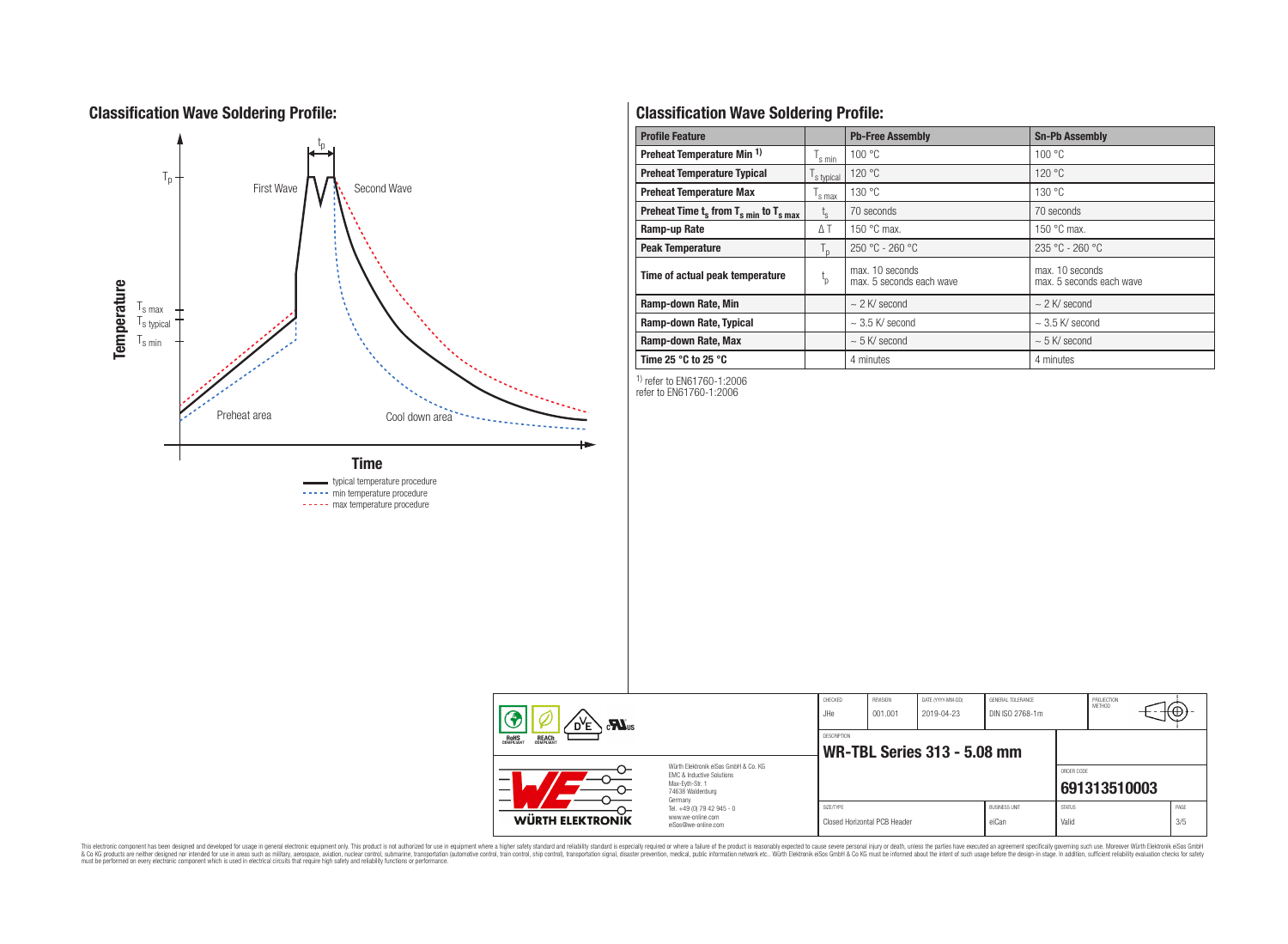## Classification Wave Soldering Profile:

## Classification Wave Soldering Profile:

| Profile Feature | | Pb-Free Assembly | Sn-Pb Assembly |
|---|---|---|---|
| Preheat Temperature Min [1] | $T_{s\,min}$ | 100 °C | 100 °C |
| Preheat Temperature Typical | $T_{s\,typical}$ | 120 °C | 120 °C |
| Preheat Temperature Max | $T_{s\,max}$ | 130 °C | 130 °C |
| Preheat Time $t_s$ from $T_{s\,min}$ to $T_{s\,max}$ | $t_s$ | 70 seconds | 70 seconds |
| Ramp-up Rate | ΔT | 150 °C max. | 150 °C max. |
| Peak Temperature | $T_p$ | 250 °C - 260 °C | 235 °C - 260 °C |
| Time of actual peak temperature | $t_p$ | max. 10 seconds<br>max. 5 seconds each wave | max. 10 seconds<br>max. 5 seconds each wave |
| Ramp-down Rate, Min | | ~ 2 K/ second | ~ 2 K/ second |
| Ramp-down Rate, Typical | | ~ 3.5 K/ second | ~ 3.5 K/ second |
| Ramp-down Rate, Max | | ~ 5 K/ second | ~ 5 K/ second |
| Time 25 °C to 25 °C | | 4 minutes | 4 minutes |

[1] refer to EN61760-1:2006
refer to EN61760-1:2006

| CHECKED | REVISION | DATE (YYYY-MM-DD) | GENERAL TOLERANCE | PROJECTION METHOD |
|---|---|---|---|---|
| JHe | 001.001 | 2019-04-23 | DIN ISO 2768-1m | |

DESCRIPTION
**WR-TBL Series 313 - 5.08 mm**

ORDER CODE
**691313510003**

| SIZE/TYPE | BUSINESS UNIT | STATUS | PAGE |
|---|---|---|---|
| Closed Horizontal PCB Header | eiCan | Valid | 3/5 |

Würth Elektronik eiSos GmbH & Co. KG
EMC & Inductive Solutions
Max-Eyth-Str. 1
74638 Waldenburg
Germany
Tel. +49 (0) 79 42 945 - 0
www.we-online.com
eiSos@we-online.com

This electronic component has been designed and developed for usage in general electronic equipment only. This product is not authorized for use in equipment where a higher safety standard and reliability standard is especially required or where a failure of the product is reasonably expected to cause severe personal injury or death, unless the parties have executed an agreement specifically governing such use. Moreover Würth Elektronik eiSos GmbH & Co KG products are neither designed nor intended for use in areas such as military, aerospace, aviation, nuclear control, submarine, transportation (automotive control, train control, ship control), transportation signal, disaster prevention, medical, public information network etc.. Würth Elektronik eiSos GmbH & Co KG must be informed about the intent of such usage before the design-in stage. In addition, sufficient reliability evaluation checks for safety must be performed on every electronic component which is used in electrical circuits that require high safety and reliability functions or performance.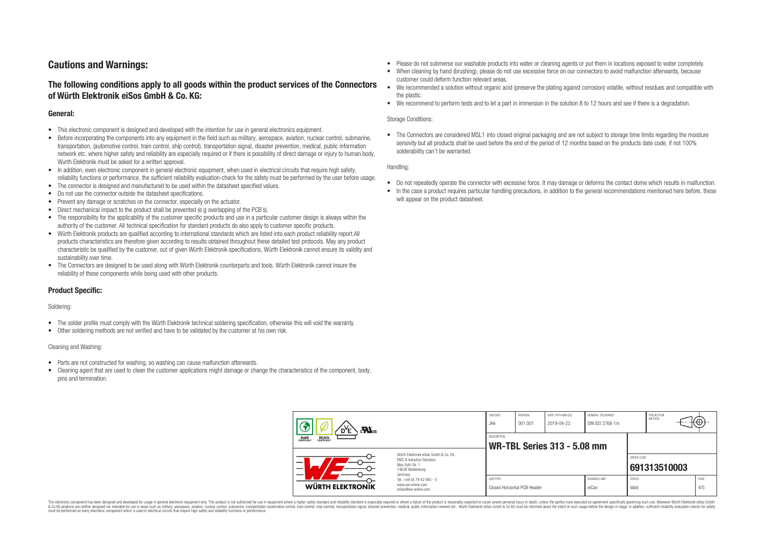## Cautions and Warnings:

### The following conditions apply to all goods within the product services of the Connectors of Würth Elektronik eiSos GmbH & Co. KG:

#### General:

- This electronic component is designed and developed with the intention for use in general electronics equipment.
- Before incorporating the components into any equipment in the field such as military, aerospace, aviation, nuclear control, submarine, transportation, (automotive control, train control, ship control), transportation signal, disaster prevention, medical, public information network etc. where higher safety and reliability are especially required or if there is possibility of direct damage or injury to human body, Wurth Elektronik must be asked for a written approval.
- In addition, even electronic component in general electronic equipment, when used in electrical circuits that require high safety, reliability functions or performance, the sufficient reliability evaluation-check for the safety must be performed by the user before usage.
- The connector is designed and manufactured to be used within the datasheet specified values.
- Do not use the connector outside the datasheet specifications.
- Prevent any damage or scratches on the connector, especially on the actuator.
- Direct mechanical impact to the product shall be prevented (e.g overlapping of the PCB´s).
- The responsibility for the applicability of the customer specific products and use in a particular customer design is always within the authority of the customer. All technical specification for standard products do also apply to customer specific products.
- Würth Elektronik products are qualified according to international standards which are listed into each product reliability report.All products characteristics are therefore given according to results obtained throughout these detailed test protocols. May any product characteristic be qualified by the customer, out of given Würth Elektronik specifications, Würth Elektronik cannot ensure its validity and sustainability over time.
- The Connectors are designed to be used along with Würth Elektronik counterparts and tools. Würth Elektronik cannot insure the reliability of these components while being used with other products.

#### Product Specific:

Soldering:

- The solder profile must comply with the Würth Elektronik technical soldering specification, otherwise this will void the warranty.
- Other soldering methods are not verified and have to be validated by the customer at his own risk.

Cleaning and Washing:

- Parts are not constructed for washing, so washing can cause malfunction afterwards.
- Cleaning agent that are used to clean the customer applications might damage or change the characteristics of the component, body, pins and termination.
- Please do not submerse our washable products into water or cleaning agents or put them in locations exposed to water completely.
- When cleaning by hand (brushing), please do not use excessive force on our connectors to avoid malfunction afterwards, because customer could deform function relevant areas.
- We recommended a solution without organic acid (preserve the plating against corrosion) volatile, without residues and compatible with the plastic.
- We recommend to perform tests and to let a part in immersion in the solution 8 to 12 hours and see if there is a degradation.

Storage Conditions:

- The Connectors are considered MSL1 into closed original packaging and are not subject to storage time limits regarding the moisture sensivity but all products shall be used before the end of the period of 12 months based on the products date code, if not 100% solderability can´t be warranted.

Handling:

- Do not repeatedly operate the connector with excessive force. It may damage or deforms the contact dome which results in malfunction.
- In the case a product requires particular handling precautions, in addition to the general recommendations mentioned here before, these will appear on the product datasheet.

| CHECKED | REVISION | DATE (YYYY-MM-DD) | GENERAL TOLERANCE | PROJECTION METHOD |
|---|---|---|---|---|
| JHe | 001.001 | 2019-04-23 | DIN ISO 2768-1m | |

DESCRIPTION: **WR-TBL Series 313 - 5.08 mm**

ORDER CODE: **691313510003**

| SIZE/TYPE | BUSINESS UNIT | STATUS | PAGE |
|---|---|---|---|
| Closed Horizontal PCB Header | eiCan | Valid | 4/5 |

Würth Elektronik eiSos GmbH & Co. KG
EMC & Inductive Solutions
Max-Eyth-Str. 1
74638 Waldenburg
Germany
Tel. +49 (0) 79 42 945 - 0
www.we-online.com
eiSos@we-online.com

This electronic component has been designed and developed for usage in general electronic equipment only. This product is not authorized for use in equipment where a higher safety standard and reliability standard is especially required or where a failure of the product is reasonably expected to cause severe personal injury or death, unless the parties have executed an agreement specifically governing such use. Moreover Würth Elektronik eiSos GmbH & Co KG products are neither designed nor intended for use in areas such as military, aerospace, aviation, nuclear control, submarine, transportation (automotive control, train control, ship control), transportation signal, disaster prevention, medical, public information network etc.. Würth Elektronik eiSos GmbH & Co KG must be informed about the intent of such usage before the design-in stage. In addition, sufficient reliability evaluation checks for safety must be performed on every electronic component which is used in electrical circuits that require high safety and reliability functions or performance.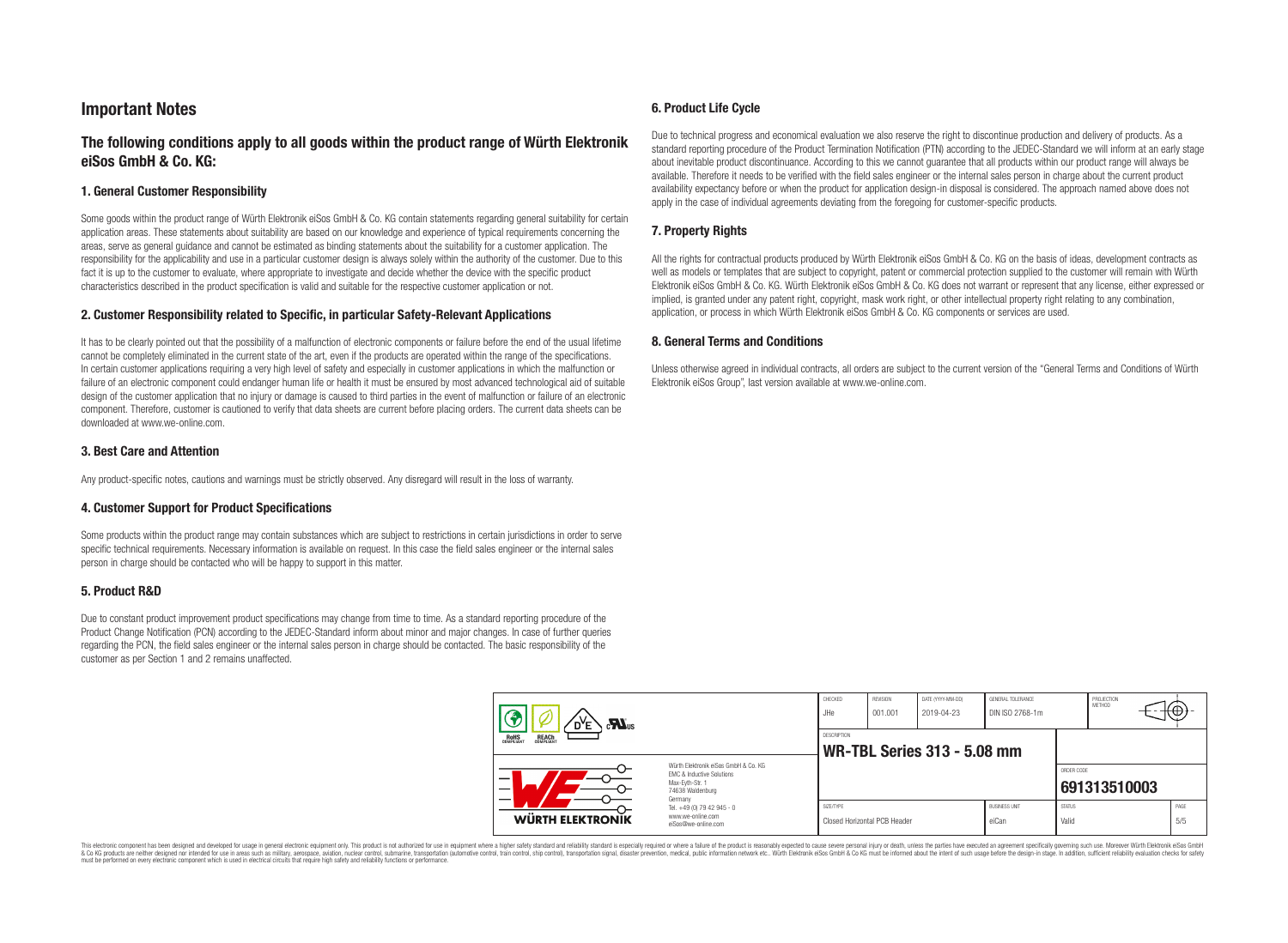# Important Notes

## The following conditions apply to all goods within the product range of Würth Elektronik eiSos GmbH & Co. KG:

### 1. General Customer Responsibility

Some goods within the product range of Würth Elektronik eiSos GmbH & Co. KG contain statements regarding general suitability for certain application areas. These statements about suitability are based on our knowledge and experience of typical requirements concerning the areas, serve as general guidance and cannot be estimated as binding statements about the suitability for a customer application. The responsibility for the applicability and use in a particular customer design is always solely within the authority of the customer. Due to this fact it is up to the customer to evaluate, where appropriate to investigate and decide whether the device with the specific product characteristics described in the product specification is valid and suitable for the respective customer application or not.

### 2. Customer Responsibility related to Specific, in particular Safety-Relevant Applications

It has to be clearly pointed out that the possibility of a malfunction of electronic components or failure before the end of the usual lifetime cannot be completely eliminated in the current state of the art, even if the products are operated within the range of the specifications. In certain customer applications requiring a very high level of safety and especially in customer applications in which the malfunction or failure of an electronic component could endanger human life or health it must be ensured by most advanced technological aid of suitable design of the customer application that no injury or damage is caused to third parties in the event of malfunction or failure of an electronic component. Therefore, customer is cautioned to verify that data sheets are current before placing orders. The current data sheets can be downloaded at www.we-online.com.

### 3. Best Care and Attention

Any product-specific notes, cautions and warnings must be strictly observed. Any disregard will result in the loss of warranty.

### 4. Customer Support for Product Specifications

Some products within the product range may contain substances which are subject to restrictions in certain jurisdictions in order to serve specific technical requirements. Necessary information is available on request. In this case the field sales engineer or the internal sales person in charge should be contacted who will be happy to support in this matter.

### 5. Product R&D

Due to constant product improvement product specifications may change from time to time. As a standard reporting procedure of the Product Change Notification (PCN) according to the JEDEC-Standard inform about minor and major changes. In case of further queries regarding the PCN, the field sales engineer or the internal sales person in charge should be contacted. The basic responsibility of the customer as per Section 1 and 2 remains unaffected.

### 6. Product Life Cycle

Due to technical progress and economical evaluation we also reserve the right to discontinue production and delivery of products. As a standard reporting procedure of the Product Termination Notification (PTN) according to the JEDEC-Standard we will inform at an early stage about inevitable product discontinuance. According to this we cannot guarantee that all products within our product range will always be available. Therefore it needs to be verified with the field sales engineer or the internal sales person in charge about the current product availability expectancy before or when the product for application design-in disposal is considered. The approach named above does not apply in the case of individual agreements deviating from the foregoing for customer-specific products.

### 7. Property Rights

All the rights for contractual products produced by Würth Elektronik eiSos GmbH & Co. KG on the basis of ideas, development contracts as well as models or templates that are subject to copyright, patent or commercial protection supplied to the customer will remain with Würth Elektronik eiSos GmbH & Co. KG. Würth Elektronik eiSos GmbH & Co. KG does not warrant or represent that any license, either expressed or implied, is granted under any patent right, copyright, mask work right, or other intellectual property right relating to any combination, application, or process in which Würth Elektronik eiSos GmbH & Co. KG components or services are used.

### 8. General Terms and Conditions

Unless otherwise agreed in individual contracts, all orders are subject to the current version of the "General Terms and Conditions of Würth Elektronik eiSos Group", last version available at www.we-online.com.

| | | | | | | |
|---|---|---|---|---|---|---|
| CHECKED JHe | REVISION 001.001 | DATE (YYYY-MM-DD) 2019-04-23 | GENERAL TOLERANCE DIN ISO 2768-1m | | PROJECTION METHOD | |
| DESCRIPTION **WR-TBL Series 313 - 5.08 mm** | | | | | | |
| Würth Elektronik eiSos GmbH & Co. KG, EMC & Inductive Solutions, Max-Eyth-Str. 1, 74638 Waldenburg, Germany, Tel. +49 (0) 79 42 945 - 0, www.we-online.com, eiSos@we-online.com | | | | ORDER CODE **691313510003** | | |
| SIZE/TYPE Closed Horizontal PCB Header | | | BUSINESS UNIT eiCan | STATUS Valid | | PAGE 5/5 |

This electronic component has been designed and developed for usage in general electronic equipment only. This product is not authorized for use in equipment where a higher safety standard and reliability standard is especially required or where a failure of the product is reasonably expected to cause severe personal injury or death, unless the parties have executed an agreement specifically governing such use. Moreover Würth Elektronik eiSos GmbH & Co KG products are neither designed nor intended for use in areas such as military, aerospace, aviation, nuclear control, submarine, transportation (automotive control, train control, ship control), transportation signal, disaster prevention, medical, public information network etc.. Würth Elektronik eiSos GmbH & Co KG must be informed about the intent of such usage before the design-in stage. In addition, sufficient reliability evaluation checks for safety must be performed on every electronic component which is used in electrical circuits that require high safety and reliability functions or performance.